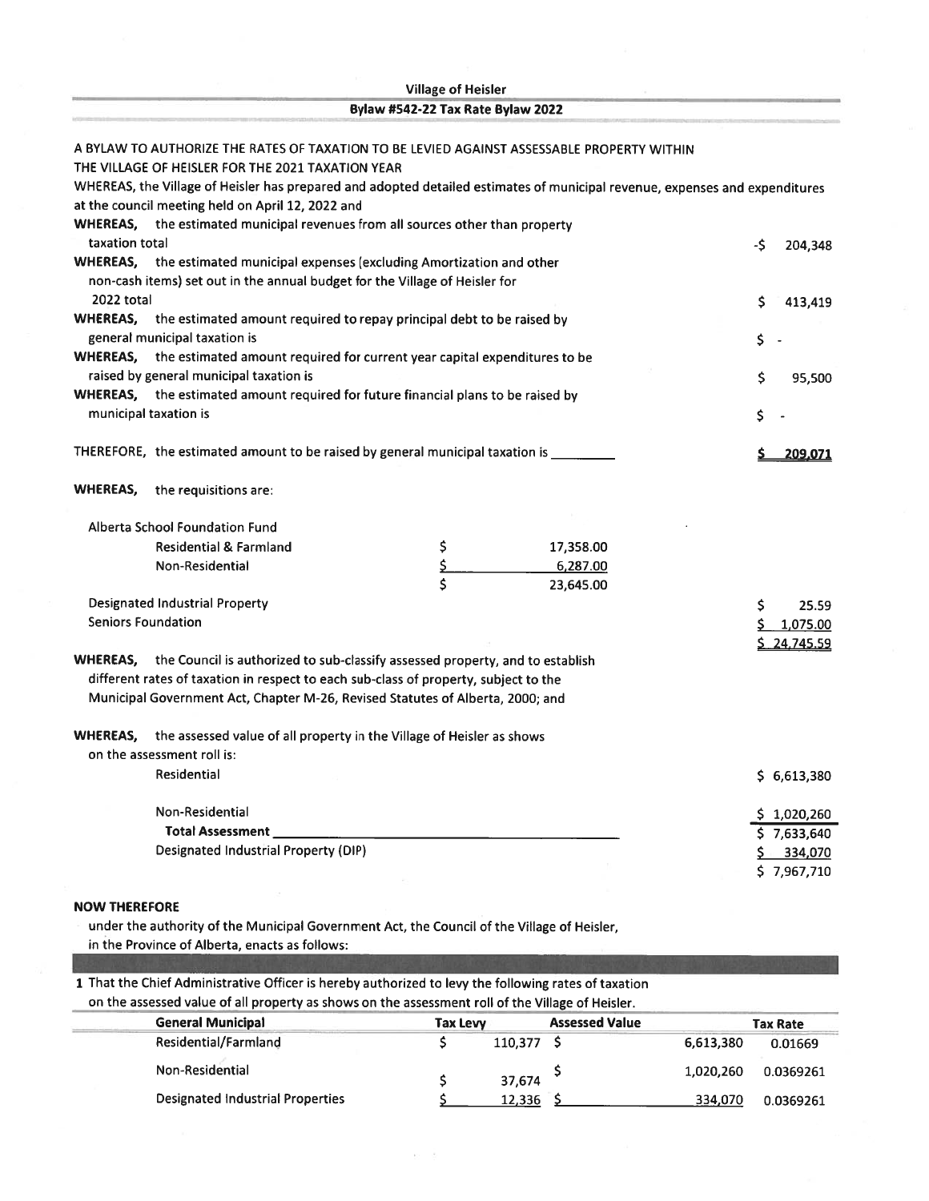# Village of Heisler

## Bylaw #542-22 Tax Rate Bylaw 2022

A BYLAW TO AUTHORIZE THE RATES OF TAXATION TO BE LEVIED AGAINST ASSESSABLE PROPERTY WITHIN THE VILLAGE OF HEISLER FOR THE 2021 TAXATION YEAR

WHEREAS, the Village of Heisler has prepared and adopted detailed estimates of municipal revenue, expenses and expenditures at the council meeting held on April 12, 2022 and

| | |
|---|---|
| **WHEREAS,** the estimated municipal revenues from all sources other than property taxation total | -$ 204,348 |
| **WHEREAS,** the estimated municipal expenses (excluding Amortization and other non-cash items) set out in the annual budget for the Village of Heisler for 2022 total | $ 413,419 |
| **WHEREAS,** the estimated amount required to repay principal debt to be raised by general municipal taxation is | $ - |
| **WHEREAS,** the estimated amount required for current year capital expenditures to be raised by general municipal taxation is | $ 95,500 |
| **WHEREAS,** the estimated amount required for future financial plans to be raised by municipal taxation is | $ - |
| THEREFORE, the estimated amount to be raised by general municipal taxation is | **$ 209,071** |

**WHEREAS,** the requisitions are:

| | | |
|---|---|---|
| Alberta School Foundation Fund | | |
| Residential & Farmland | $ 17,358.00 | |
| Non-Residential | $ 6,287.00 | |
| | $ 23,645.00 | |
| Designated Industrial Property | | $ 25.59 |
| Seniors Foundation | | $ 1,075.00 |
| | | $ 24,745.59 |

**WHEREAS,** the Council is authorized to sub-classify assessed property, and to establish different rates of taxation in respect to each sub-class of property, subject to the Municipal Government Act, Chapter M-26, Revised Statutes of Alberta, 2000; and

**WHEREAS,** the assessed value of all property in the Village of Heisler as shows on the assessment roll is:

| | |
|---|---|
| Residential | $ 6,613,380 |
| Non-Residential | $ 1,020,260 |
| **Total Assessment** | $ 7,633,640 |
| Designated Industrial Property (DIP) | $ 334,070 |
| | $ 7,967,710 |

**NOW THEREFORE**

under the authority of the Municipal Government Act, the Council of the Village of Heisler, in the Province of Alberta, enacts as follows:

1 That the Chief Administrative Officer is hereby authorized to levy the following rates of taxation on the assessed value of all property as shows on the assessment roll of the Village of Heisler.

| General Municipal | Tax Levy | Assessed Value | Tax Rate |
|---|---|---|---|
| Residential/Farmland | $ 110,377 | $ 6,613,380 | 0.01669 |
| Non-Residential | $ 37,674 | $ 1,020,260 | 0.0369261 |
| Designated Industrial Properties | $ 12,336 | $ 334,070 | 0.0369261 |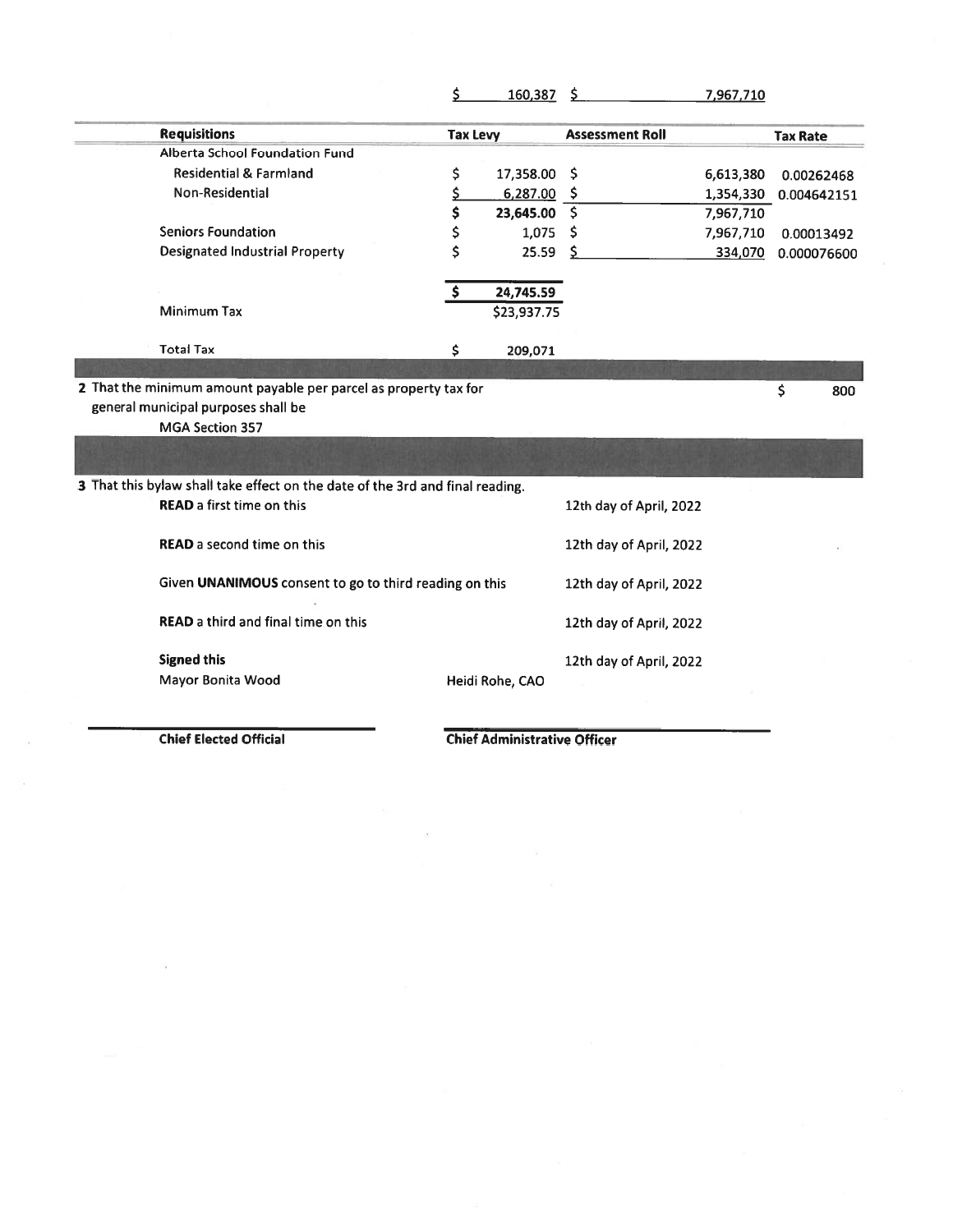| | Tax Levy | Assessment Roll | Tax Rate |
|---|---|---|---|
| | $ 160,387 | $ 7,967,710 | |
| **Requisitions** | **Tax Levy** | **Assessment Roll** | **Tax Rate** |
| Alberta School Foundation Fund | | | |
| Residential & Farmland | $ 17,358.00 | $ 6,613,380 | 0.00262468 |
| Non-Residential | $ 6,287.00 | $ 1,354,330 | 0.004642151 |
| | $ 23,645.00 | $ 7,967,710 | |
| Seniors Foundation | $ 1,075 | $ 7,967,710 | 0.00013492 |
| Designated Industrial Property | $ 25.59 | $ 334,070 | 0.000076600 |
| | $ 24,745.59 | | |
| Minimum Tax | $23,937.75 | | |
| Total Tax | $ 209,071 | | |

2 That the minimum amount payable per parcel as property tax for general municipal purposes shall be $ 800

MGA Section 357

3 That this bylaw shall take effect on the date of the 3rd and final reading.

| | |
|---|---|
| **READ** a first time on this | 12th day of April, 2022 |
| **READ** a second time on this | 12th day of April, 2022 |
| Given **UNANIMOUS** consent to go to third reading on this | 12th day of April, 2022 |
| **READ** a third and final time on this | 12th day of April, 2022 |
| **Signed this** | 12th day of April, 2022 |

Mayor Bonita Wood

**Chief Elected Official**

Heidi Rohe, CAO

**Chief Administrative Officer**